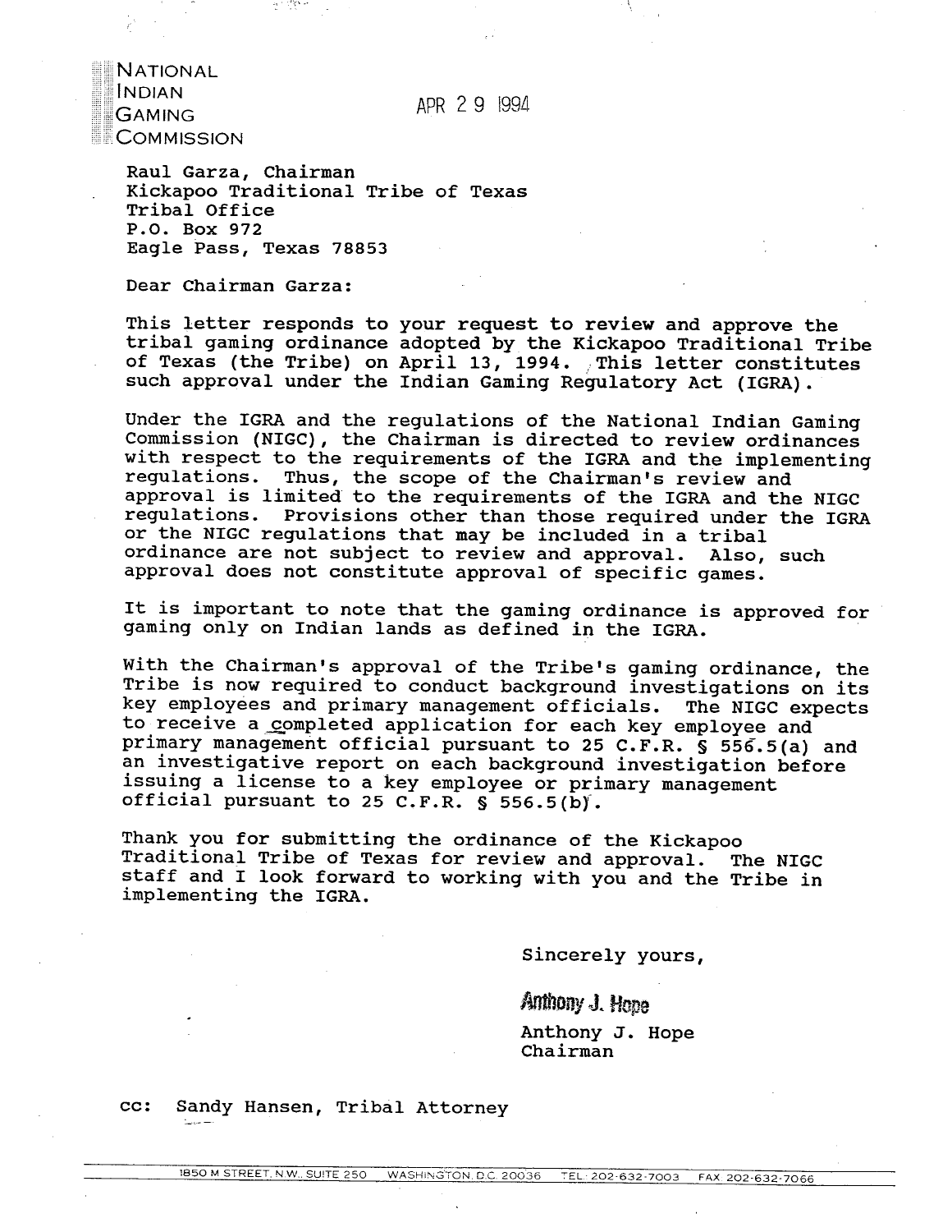NATIONAL
INDIAN
GAMING
COMMISSION

APR 29 1994

Raul Garza, Chairman
Kickapoo Traditional Tribe of Texas
Tribal Office
P.O. Box 972
Eagle Pass, Texas 78853

Dear Chairman Garza:

This letter responds to your request to review and approve the tribal gaming ordinance adopted by the Kickapoo Traditional Tribe of Texas (the Tribe) on April 13, 1994. This letter constitutes such approval under the Indian Gaming Regulatory Act (IGRA).

Under the IGRA and the regulations of the National Indian Gaming Commission (NIGC), the Chairman is directed to review ordinances with respect to the requirements of the IGRA and the implementing regulations. Thus, the scope of the Chairman's review and approval is limited to the requirements of the IGRA and the NIGC regulations. Provisions other than those required under the IGRA or the NIGC regulations that may be included in a tribal ordinance are not subject to review and approval. Also, such approval does not constitute approval of specific games.

It is important to note that the gaming ordinance is approved for gaming only on Indian lands as defined in the IGRA.

With the Chairman's approval of the Tribe's gaming ordinance, the Tribe is now required to conduct background investigations on its key employees and primary management officials. The NIGC expects to receive a completed application for each key employee and primary management official pursuant to 25 C.F.R. § 556.5(a) and an investigative report on each background investigation before issuing a license to a key employee or primary management official pursuant to 25 C.F.R. § 556.5(b).

Thank you for submitting the ordinance of the Kickapoo Traditional Tribe of Texas for review and approval. The NIGC staff and I look forward to working with you and the Tribe in implementing the IGRA.

Sincerely yours,

Anthony J. Hope

Anthony J. Hope
Chairman

cc: Sandy Hansen, Tribal Attorney

1850 M STREET, N.W., SUITE 250 WASHINGTON, D.C. 20036 TEL: 202-632-7003 FAX: 202-632-7066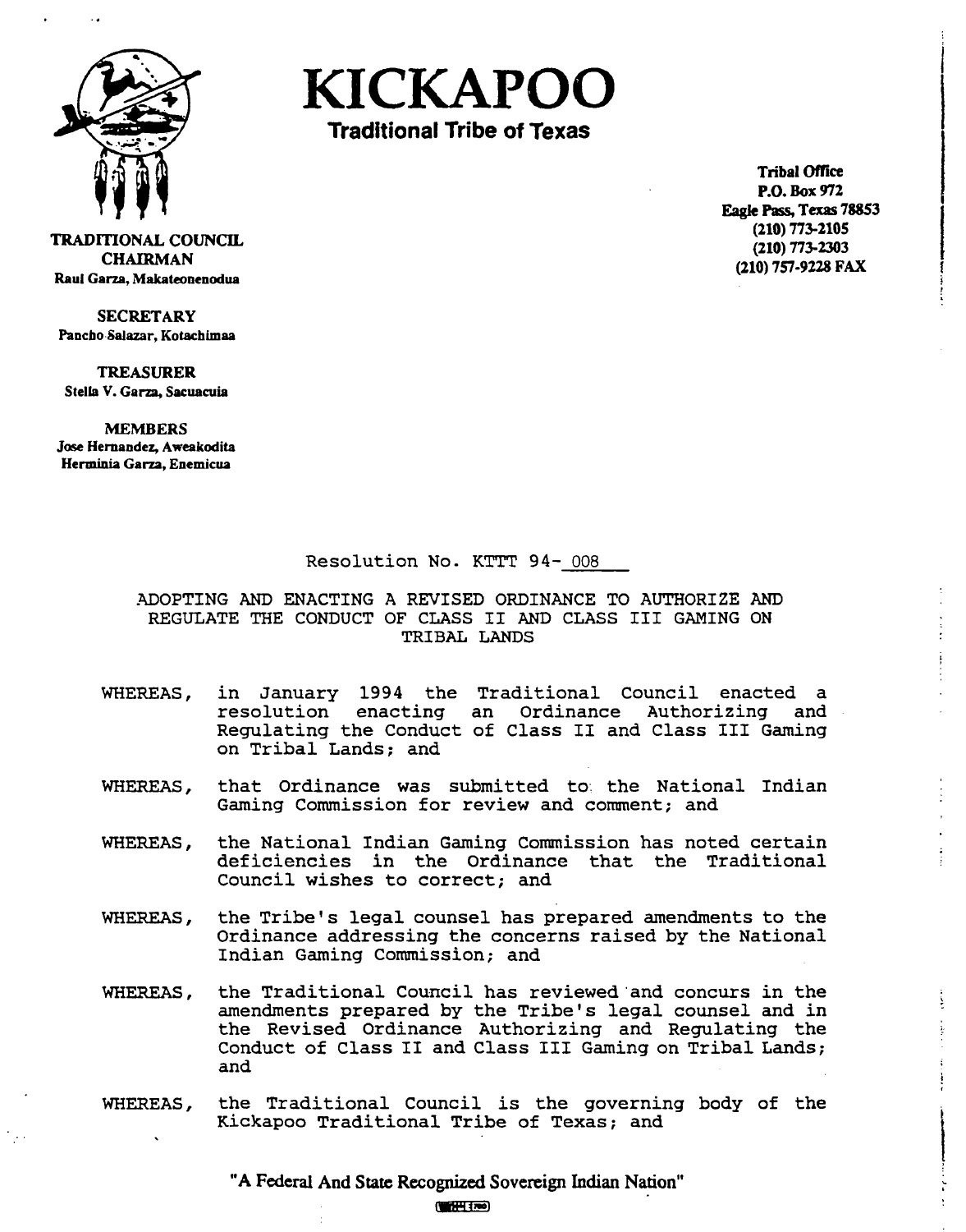# KICKAPOO

## Traditional Tribe of Texas

**TRADITIONAL COUNCIL**

**CHAIRMAN**
Raul Garza, Makateonenodua

**SECRETARY**
Pancho Salazar, Kotachimaa

**TREASURER**
Stella V. Garza, Sacuacuia

**MEMBERS**
Jose Hernandez, Aweakodita
Herminia Garza, Enemicua

**Tribal Office**
**P.O. Box 972**
**Eagle Pass, Texas 78853**
**(210) 773-2105**
**(210) 773-2303**
**(210) 757-9228 FAX**

Resolution No. KTTT 94-008

ADOPTING AND ENACTING A REVISED ORDINANCE TO AUTHORIZE AND REGULATE THE CONDUCT OF CLASS II AND CLASS III GAMING ON TRIBAL LANDS

WHEREAS, in January 1994 the Traditional Council enacted a resolution enacting an Ordinance Authorizing and Regulating the Conduct of Class II and Class III Gaming on Tribal Lands; and

WHEREAS, that Ordinance was submitted to the National Indian Gaming Commission for review and comment; and

WHEREAS, the National Indian Gaming Commission has noted certain deficiencies in the Ordinance that the Traditional Council wishes to correct; and

WHEREAS, the Tribe's legal counsel has prepared amendments to the Ordinance addressing the concerns raised by the National Indian Gaming Commission; and

WHEREAS, the Traditional Council has reviewed and concurs in the amendments prepared by the Tribe's legal counsel and in the Revised Ordinance Authorizing and Regulating the Conduct of Class II and Class III Gaming on Tribal Lands; and

WHEREAS, the Traditional Council is the governing body of the Kickapoo Traditional Tribe of Texas; and

**"A Federal And State Recognized Sovereign Indian Nation"**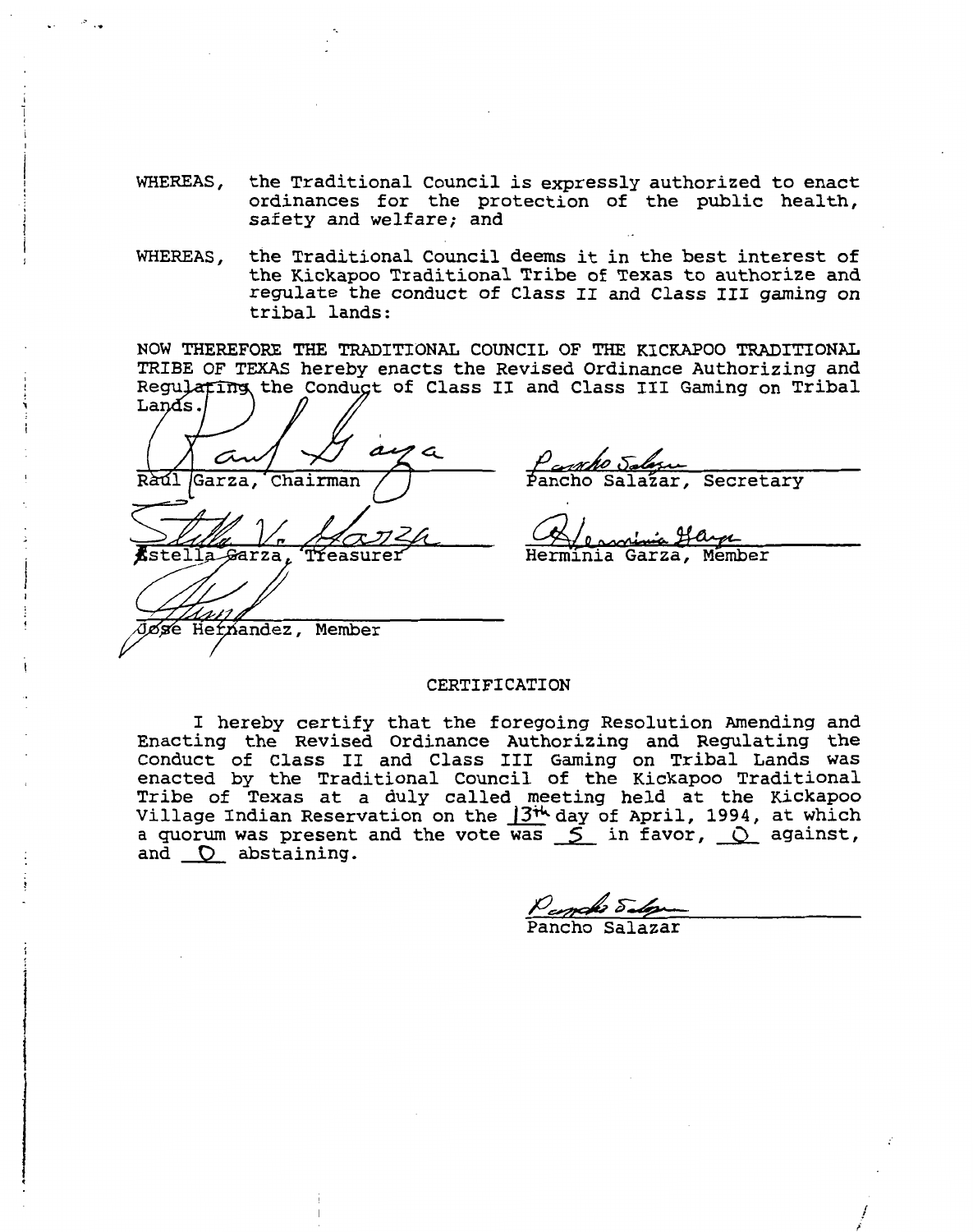WHEREAS, the Traditional Council is expressly authorized to enact ordinances for the protection of the public health, safety and welfare; and

WHEREAS, the Traditional Council deems it in the best interest of the Kickapoo Traditional Tribe of Texas to authorize and regulate the conduct of Class II and Class III gaming on tribal lands:

NOW THEREFORE THE TRADITIONAL COUNCIL OF THE KICKAPOO TRADITIONAL TRIBE OF TEXAS hereby enacts the Revised Ordinance Authorizing and Regulating the Conduct of Class II and Class III Gaming on Tribal Lands.

Raúl Garza, Chairman

Pancho Salazar, Secretary

Estella Garza, Treasurer

Herminia Garza, Member

José Hernandez, Member

CERTIFICATION

I hereby certify that the foregoing Resolution Amending and Enacting the Revised Ordinance Authorizing and Regulating the Conduct of Class II and Class III Gaming on Tribal Lands was enacted by the Traditional Council of the Kickapoo Traditional Tribe of Texas at a duly called meeting held at the Kickapoo Village Indian Reservation on the 13th day of April, 1994, at which a quorum was present and the vote was 5 in favor, 0 against, and 0 abstaining.

Pancho Salazar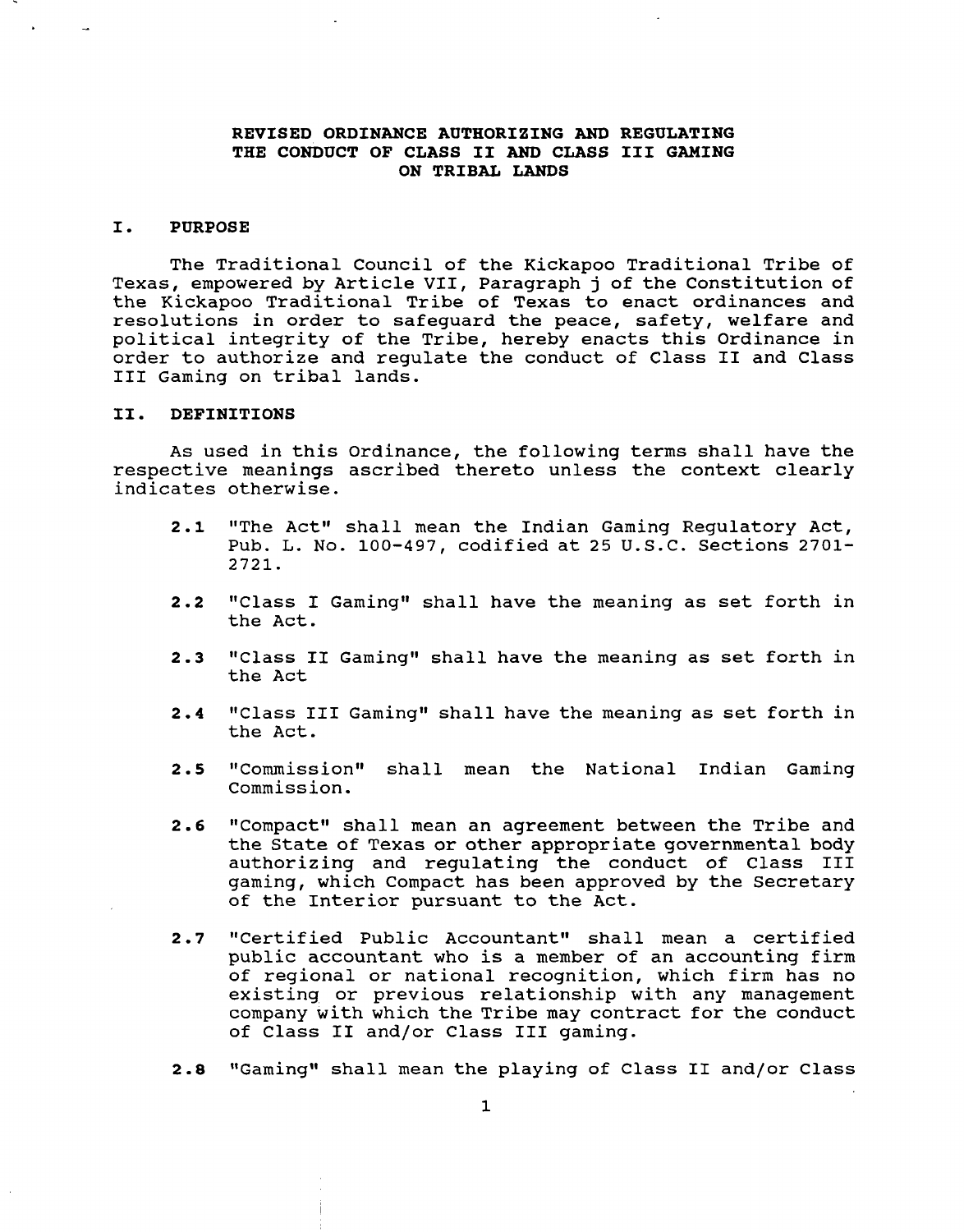# REVISED ORDINANCE AUTHORIZING AND REGULATING THE CONDUCT OF CLASS II AND CLASS III GAMING ON TRIBAL LANDS

## I. PURPOSE

The Traditional Council of the Kickapoo Traditional Tribe of Texas, empowered by Article VII, Paragraph j of the Constitution of the Kickapoo Traditional Tribe of Texas to enact ordinances and resolutions in order to safeguard the peace, safety, welfare and political integrity of the Tribe, hereby enacts this Ordinance in order to authorize and regulate the conduct of Class II and Class III Gaming on tribal lands.

## II. DEFINITIONS

As used in this Ordinance, the following terms shall have the respective meanings ascribed thereto unless the context clearly indicates otherwise.

**2.1** "The Act" shall mean the Indian Gaming Regulatory Act, Pub. L. No. 100-497, codified at 25 U.S.C. Sections 2701-2721.

**2.2** "Class I Gaming" shall have the meaning as set forth in the Act.

**2.3** "Class II Gaming" shall have the meaning as set forth in the Act

**2.4** "Class III Gaming" shall have the meaning as set forth in the Act.

**2.5** "Commission" shall mean the National Indian Gaming Commission.

**2.6** "Compact" shall mean an agreement between the Tribe and the State of Texas or other appropriate governmental body authorizing and regulating the conduct of Class III gaming, which Compact has been approved by the Secretary of the Interior pursuant to the Act.

**2.7** "Certified Public Accountant" shall mean a certified public accountant who is a member of an accounting firm of regional or national recognition, which firm has no existing or previous relationship with any management company with which the Tribe may contract for the conduct of Class II and/or Class III gaming.

**2.8** "Gaming" shall mean the playing of Class II and/or Class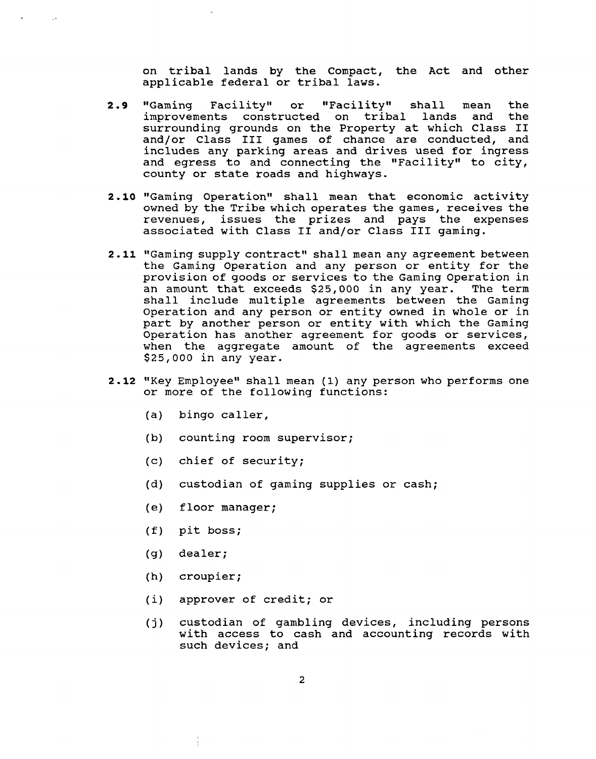on tribal lands by the Compact, the Act and other applicable federal or tribal laws.

**2.9** "Gaming Facility" or "Facility" shall mean the improvements constructed on tribal lands and the surrounding grounds on the Property at which Class II and/or Class III games of chance are conducted, and includes any parking areas and drives used for ingress and egress to and connecting the "Facility" to city, county or state roads and highways.

**2.10** "Gaming Operation" shall mean that economic activity owned by the Tribe which operates the games, receives the revenues, issues the prizes and pays the expenses associated with Class II and/or Class III gaming.

**2.11** "Gaming supply contract" shall mean any agreement between the Gaming Operation and any person or entity for the provision of goods or services to the Gaming Operation in an amount that exceeds $25,000 in any year. The term shall include multiple agreements between the Gaming Operation and any person or entity owned in whole or in part by another person or entity with which the Gaming Operation has another agreement for goods or services, when the aggregate amount of the agreements exceed $25,000 in any year.

**2.12** "Key Employee" shall mean (1) any person who performs one or more of the following functions:

(a) bingo caller,

(b) counting room supervisor;

(c) chief of security;

(d) custodian of gaming supplies or cash;

(e) floor manager;

(f) pit boss;

(g) dealer;

(h) croupier;

(i) approver of credit; or

(j) custodian of gambling devices, including persons with access to cash and accounting records with such devices; and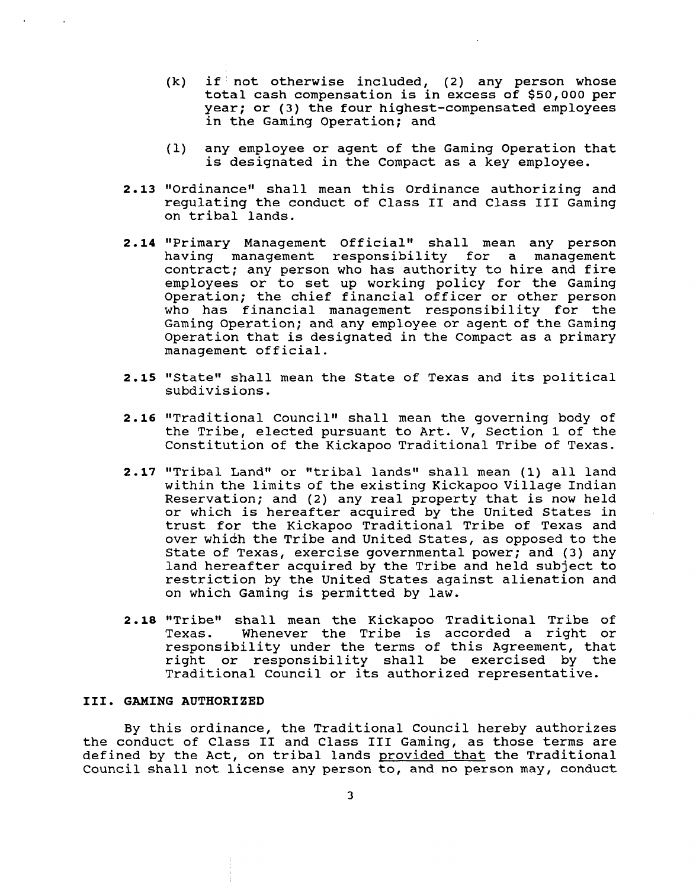(k) if not otherwise included, (2) any person whose total cash compensation is in excess of $50,000 per year; or (3) the four highest-compensated employees in the Gaming Operation; and

(l) any employee or agent of the Gaming Operation that is designated in the Compact as a key employee.

**2.13** "Ordinance" shall mean this Ordinance authorizing and regulating the conduct of Class II and Class III Gaming on tribal lands.

**2.14** "Primary Management Official" shall mean any person having management responsibility for a management contract; any person who has authority to hire and fire employees or to set up working policy for the Gaming Operation; the chief financial officer or other person who has financial management responsibility for the Gaming Operation; and any employee or agent of the Gaming Operation that is designated in the Compact as a primary management official.

**2.15** "State" shall mean the State of Texas and its political subdivisions.

**2.16** "Traditional Council" shall mean the governing body of the Tribe, elected pursuant to Art. V, Section 1 of the Constitution of the Kickapoo Traditional Tribe of Texas.

**2.17** "Tribal Land" or "tribal lands" shall mean (1) all land within the limits of the existing Kickapoo Village Indian Reservation; and (2) any real property that is now held or which is hereafter acquired by the United States in trust for the Kickapoo Traditional Tribe of Texas and over which the Tribe and United States, as opposed to the State of Texas, exercise governmental power; and (3) any land hereafter acquired by the Tribe and held subject to restriction by the United States against alienation and on which Gaming is permitted by law.

**2.18** "Tribe" shall mean the Kickapoo Traditional Tribe of Texas. Whenever the Tribe is accorded a right or responsibility under the terms of this Agreement, that right or responsibility shall be exercised by the Traditional Council or its authorized representative.

## III. GAMING AUTHORIZED

By this ordinance, the Traditional Council hereby authorizes the conduct of Class II and Class III Gaming, as those terms are defined by the Act, on tribal lands provided that the Traditional Council shall not license any person to, and no person may, conduct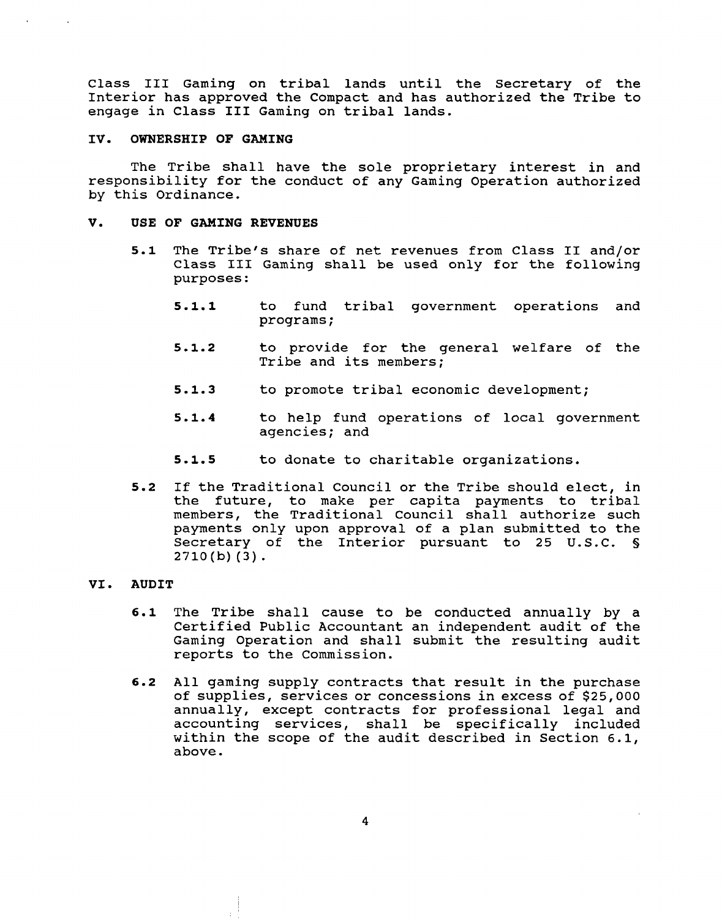Class III Gaming on tribal lands until the Secretary of the Interior has approved the Compact and has authorized the Tribe to engage in Class III Gaming on tribal lands.

## IV. OWNERSHIP OF GAMING

The Tribe shall have the sole proprietary interest in and responsibility for the conduct of any Gaming Operation authorized by this Ordinance.

## V. USE OF GAMING REVENUES

**5.1** The Tribe's share of net revenues from Class II and/or Class III Gaming shall be used only for the following purposes:

- **5.1.1** to fund tribal government operations and programs;
- **5.1.2** to provide for the general welfare of the Tribe and its members;
- **5.1.3** to promote tribal economic development;
- **5.1.4** to help fund operations of local government agencies; and
- **5.1.5** to donate to charitable organizations.

**5.2** If the Traditional Council or the Tribe should elect, in the future, to make per capita payments to tribal members, the Traditional Council shall authorize such payments only upon approval of a plan submitted to the Secretary of the Interior pursuant to 25 U.S.C. § 2710(b)(3).

## VI. AUDIT

**6.1** The Tribe shall cause to be conducted annually by a Certified Public Accountant an independent audit of the Gaming Operation and shall submit the resulting audit reports to the Commission.

**6.2** All gaming supply contracts that result in the purchase of supplies, services or concessions in excess of $25,000 annually, except contracts for professional legal and accounting services, shall be specifically included within the scope of the audit described in Section 6.1, above.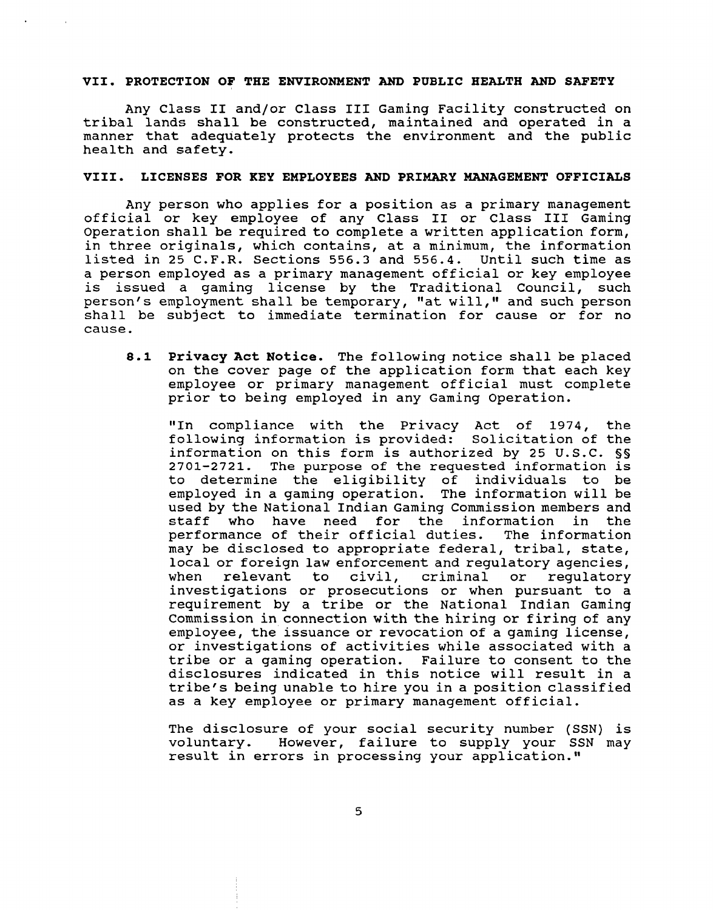## VII. PROTECTION OF THE ENVIRONMENT AND PUBLIC HEALTH AND SAFETY

Any Class II and/or Class III Gaming Facility constructed on tribal lands shall be constructed, maintained and operated in a manner that adequately protects the environment and the public health and safety.

## VIII. LICENSES FOR KEY EMPLOYEES AND PRIMARY MANAGEMENT OFFICIALS

Any person who applies for a position as a primary management official or key employee of any Class II or Class III Gaming Operation shall be required to complete a written application form, in three originals, which contains, at a minimum, the information listed in 25 C.F.R. Sections 556.3 and 556.4. Until such time as a person employed as a primary management official or key employee is issued a gaming license by the Traditional Council, such person's employment shall be temporary, "at will," and such person shall be subject to immediate termination for cause or for no cause.

**8.1 Privacy Act Notice.** The following notice shall be placed on the cover page of the application form that each key employee or primary management official must complete prior to being employed in any Gaming Operation.

"In compliance with the Privacy Act of 1974, the following information is provided: Solicitation of the information on this form is authorized by 25 U.S.C. §§ 2701-2721. The purpose of the requested information is to determine the eligibility of individuals to be employed in a gaming operation. The information will be used by the National Indian Gaming Commission members and staff who have need for the information in the performance of their official duties. The information may be disclosed to appropriate federal, tribal, state, local or foreign law enforcement and regulatory agencies, when relevant to civil, criminal or regulatory investigations or prosecutions or when pursuant to a requirement by a tribe or the National Indian Gaming Commission in connection with the hiring or firing of any employee, the issuance or revocation of a gaming license, or investigations of activities while associated with a tribe or a gaming operation. Failure to consent to the disclosures indicated in this notice will result in a tribe's being unable to hire you in a position classified as a key employee or primary management official.

The disclosure of your social security number (SSN) is voluntary. However, failure to supply your SSN may result in errors in processing your application."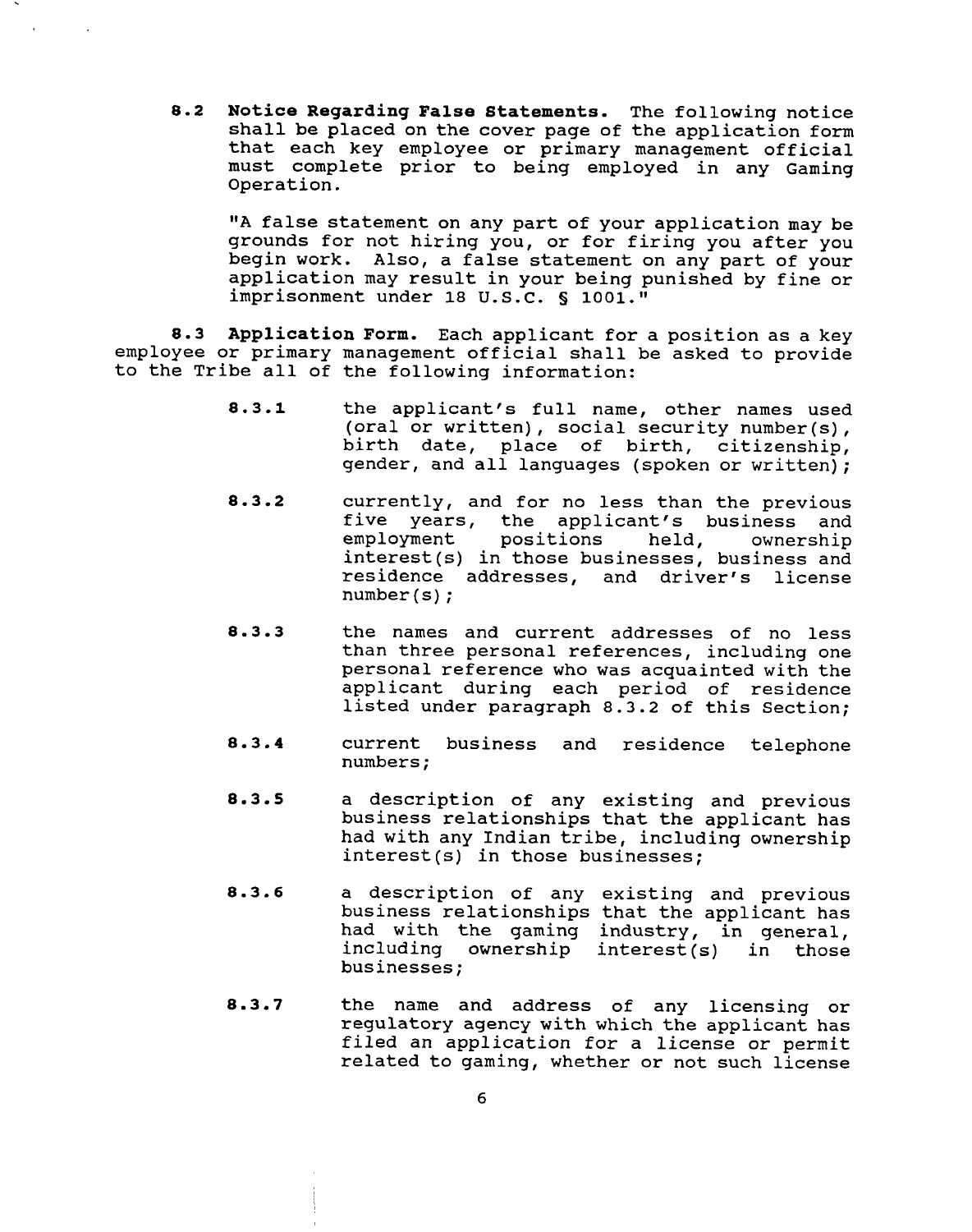**8.2 Notice Regarding False Statements.** The following notice shall be placed on the cover page of the application form that each key employee or primary management official must complete prior to being employed in any Gaming Operation.

"A false statement on any part of your application may be grounds for not hiring you, or for firing you after you begin work. Also, a false statement on any part of your application may result in your being punished by fine or imprisonment under 18 U.S.C. § 1001."

**8.3 Application Form.** Each applicant for a position as a key employee or primary management official shall be asked to provide to the Tribe all of the following information:

**8.3.1** the applicant's full name, other names used (oral or written), social security number(s), birth date, place of birth, citizenship, gender, and all languages (spoken or written);

**8.3.2** currently, and for no less than the previous five years, the applicant's business and employment positions held, ownership interest(s) in those businesses, business and residence addresses, and driver's license number(s);

**8.3.3** the names and current addresses of no less than three personal references, including one personal reference who was acquainted with the applicant during each period of residence listed under paragraph 8.3.2 of this Section;

**8.3.4** current business and residence telephone numbers;

**8.3.5** a description of any existing and previous business relationships that the applicant has had with any Indian tribe, including ownership interest(s) in those businesses;

**8.3.6** a description of any existing and previous business relationships that the applicant has had with the gaming industry, in general, including ownership interest(s) in those businesses;

**8.3.7** the name and address of any licensing or regulatory agency with which the applicant has filed an application for a license or permit related to gaming, whether or not such license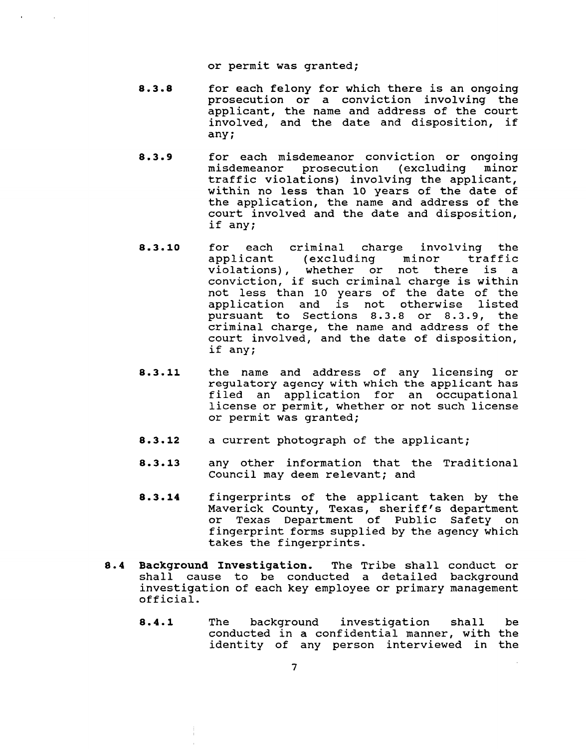or permit was granted;

**8.3.8** for each felony for which there is an ongoing prosecution or a conviction involving the applicant, the name and address of the court involved, and the date and disposition, if any;

**8.3.9** for each misdemeanor conviction or ongoing misdemeanor prosecution (excluding minor traffic violations) involving the applicant, within no less than 10 years of the date of the application, the name and address of the court involved and the date and disposition, if any;

**8.3.10** for each criminal charge involving the applicant (excluding minor traffic violations), whether or not there is a conviction, if such criminal charge is within not less than 10 years of the date of the application and is not otherwise listed pursuant to Sections 8.3.8 or 8.3.9, the criminal charge, the name and address of the court involved, and the date of disposition, if any;

**8.3.11** the name and address of any licensing or regulatory agency with which the applicant has filed an application for an occupational license or permit, whether or not such license or permit was granted;

**8.3.12** a current photograph of the applicant;

**8.3.13** any other information that the Traditional Council may deem relevant; and

**8.3.14** fingerprints of the applicant taken by the Maverick County, Texas, sheriff's department or Texas Department of Public Safety on fingerprint forms supplied by the agency which takes the fingerprints.

**8.4 Background Investigation.** The Tribe shall conduct or shall cause to be conducted a detailed background investigation of each key employee or primary management official.

**8.4.1** The background investigation shall be conducted in a confidential manner, with the identity of any person interviewed in the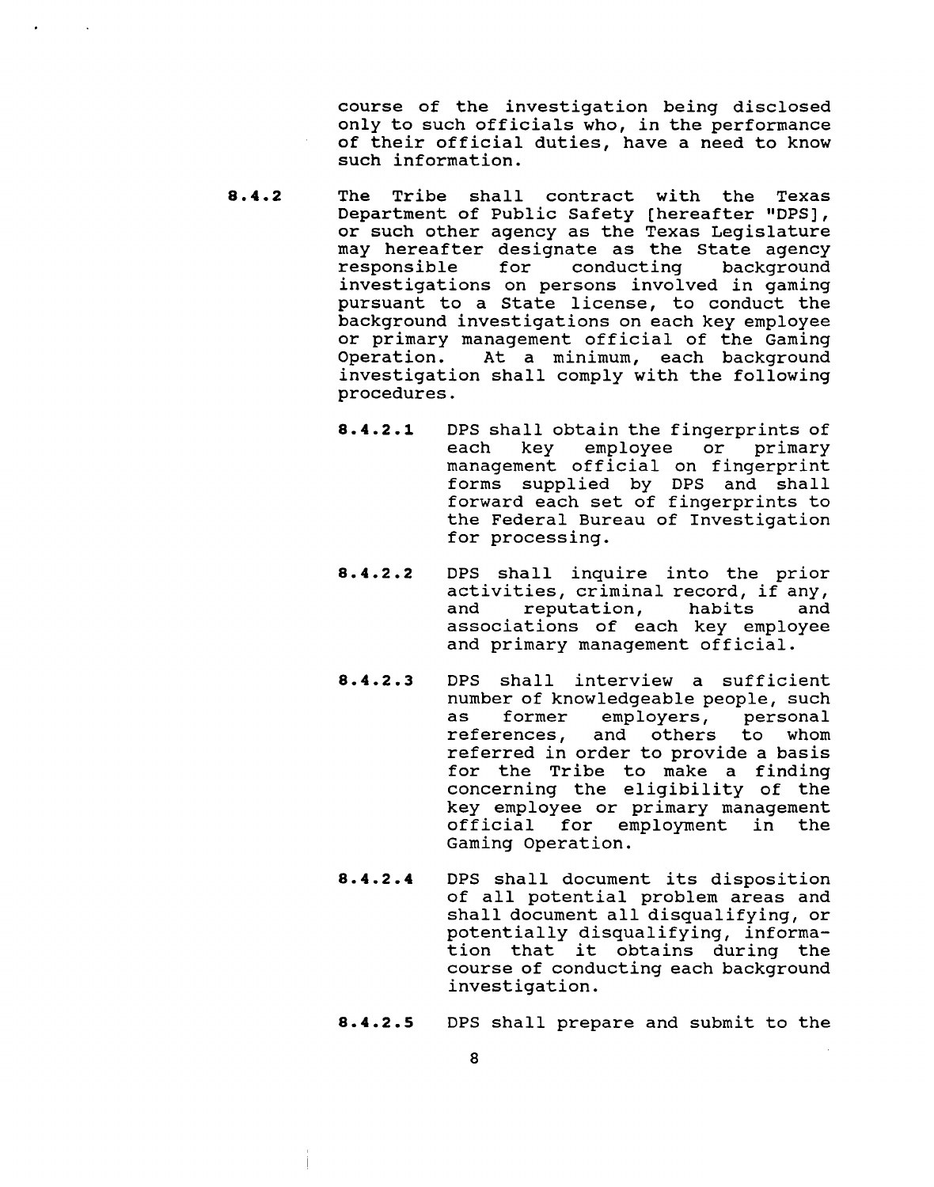course of the investigation being disclosed only to such officials who, in the performance of their official duties, have a need to know such information.

**8.4.2** The Tribe shall contract with the Texas Department of Public Safety [hereafter "DPS], or such other agency as the Texas Legislature may hereafter designate as the State agency responsible for conducting background investigations on persons involved in gaming pursuant to a State license, to conduct the background investigations on each key employee or primary management official of the Gaming Operation. At a minimum, each background investigation shall comply with the following procedures.

**8.4.2.1** DPS shall obtain the fingerprints of each key employee or primary management official on fingerprint forms supplied by DPS and shall forward each set of fingerprints to the Federal Bureau of Investigation for processing.

**8.4.2.2** DPS shall inquire into the prior activities, criminal record, if any, and reputation, habits and associations of each key employee and primary management official.

**8.4.2.3** DPS shall interview a sufficient number of knowledgeable people, such as former employers, personal references, and others to whom referred in order to provide a basis for the Tribe to make a finding concerning the eligibility of the key employee or primary management official for employment in the Gaming Operation.

**8.4.2.4** DPS shall document its disposition of all potential problem areas and shall document all disqualifying, or potentially disqualifying, information that it obtains during the course of conducting each background investigation.

**8.4.2.5** DPS shall prepare and submit to the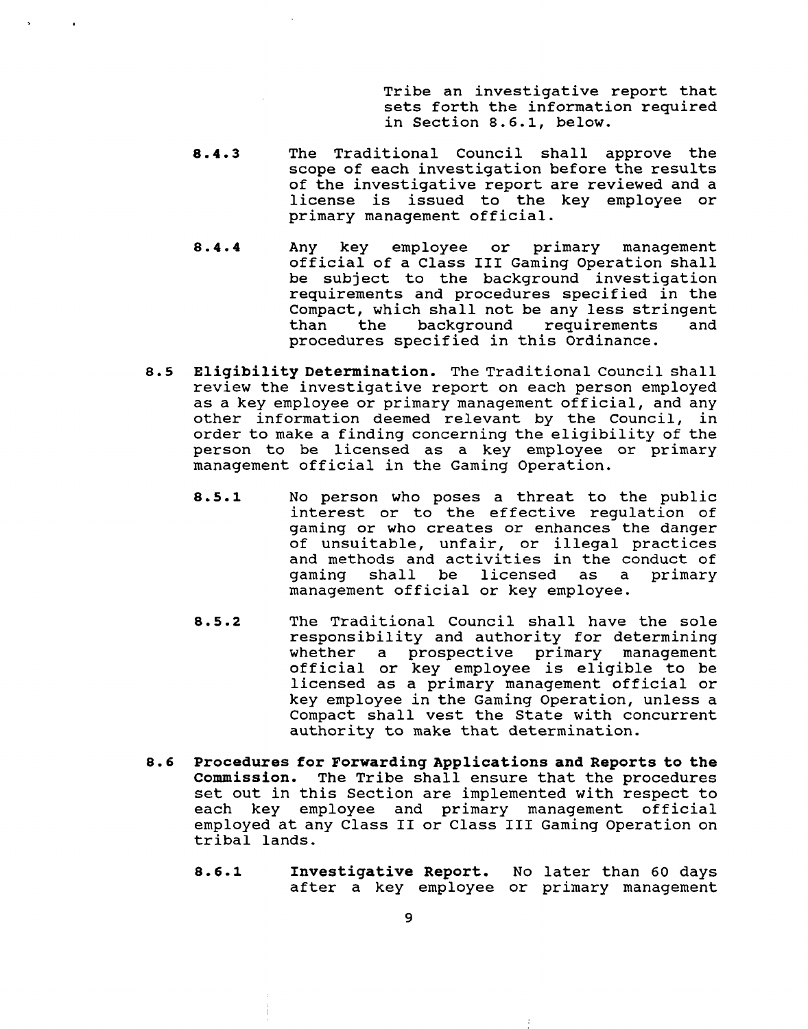Tribe an investigative report that sets forth the information required in Section 8.6.1, below.

**8.4.3** The Traditional Council shall approve the scope of each investigation before the results of the investigative report are reviewed and a license is issued to the key employee or primary management official.

**8.4.4** Any key employee or primary management official of a Class III Gaming Operation shall be subject to the background investigation requirements and procedures specified in the Compact, which shall not be any less stringent than the background requirements and procedures specified in this Ordinance.

**8.5 Eligibility Determination.** The Traditional Council shall review the investigative report on each person employed as a key employee or primary management official, and any other information deemed relevant by the Council, in order to make a finding concerning the eligibility of the person to be licensed as a key employee or primary management official in the Gaming Operation.

**8.5.1** No person who poses a threat to the public interest or to the effective regulation of gaming or who creates or enhances the danger of unsuitable, unfair, or illegal practices and methods and activities in the conduct of gaming shall be licensed as a primary management official or key employee.

**8.5.2** The Traditional Council shall have the sole responsibility and authority for determining whether a prospective primary management official or key employee is eligible to be licensed as a primary management official or key employee in the Gaming Operation, unless a Compact shall vest the State with concurrent authority to make that determination.

**8.6 Procedures for Forwarding Applications and Reports to the Commission.** The Tribe shall ensure that the procedures set out in this Section are implemented with respect to each key employee and primary management official employed at any Class II or Class III Gaming Operation on tribal lands.

**8.6.1 Investigative Report.** No later than 60 days after a key employee or primary management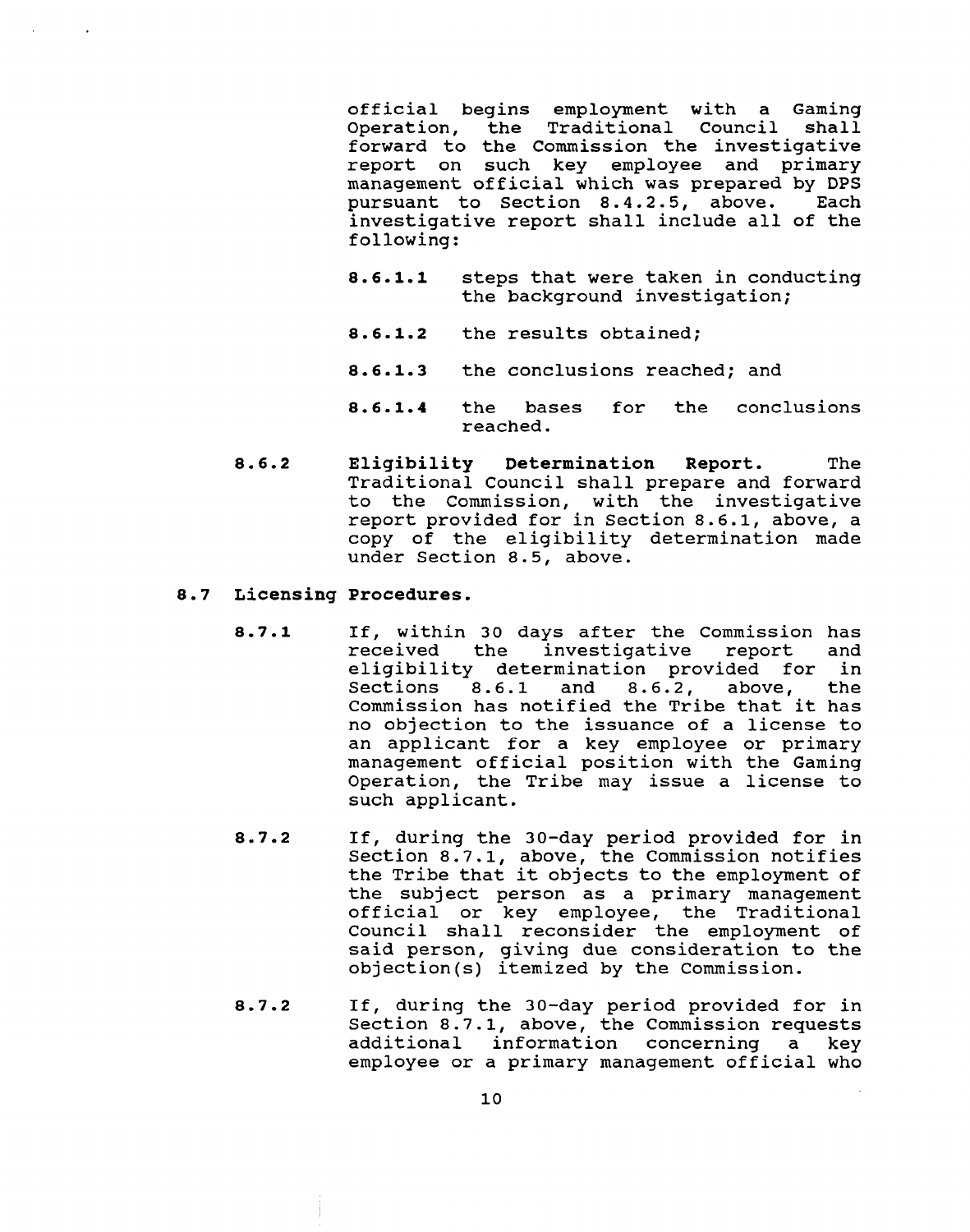official begins employment with a Gaming Operation, the Traditional Council shall forward to the Commission the investigative report on such key employee and primary management official which was prepared by DPS pursuant to Section 8.4.2.5, above. Each investigative report shall include all of the following:

**8.6.1.1** steps that were taken in conducting the background investigation;

**8.6.1.2** the results obtained;

**8.6.1.3** the conclusions reached; and

**8.6.1.4** the bases for the conclusions reached.

**8.6.2** **Eligibility Determination Report.** The Traditional Council shall prepare and forward to the Commission, with the investigative report provided for in Section 8.6.1, above, a copy of the eligibility determination made under Section 8.5, above.

**8.7 Licensing Procedures.**

**8.7.1** If, within 30 days after the Commission has received the investigative report and eligibility determination provided for in Sections 8.6.1 and 8.6.2, above, the Commission has notified the Tribe that it has no objection to the issuance of a license to an applicant for a key employee or primary management official position with the Gaming Operation, the Tribe may issue a license to such applicant.

**8.7.2** If, during the 30-day period provided for in Section 8.7.1, above, the Commission notifies the Tribe that it objects to the employment of the subject person as a primary management official or key employee, the Traditional Council shall reconsider the employment of said person, giving due consideration to the objection(s) itemized by the Commission.

**8.7.2** If, during the 30-day period provided for in Section 8.7.1, above, the Commission requests additional information concerning a key employee or a primary management official who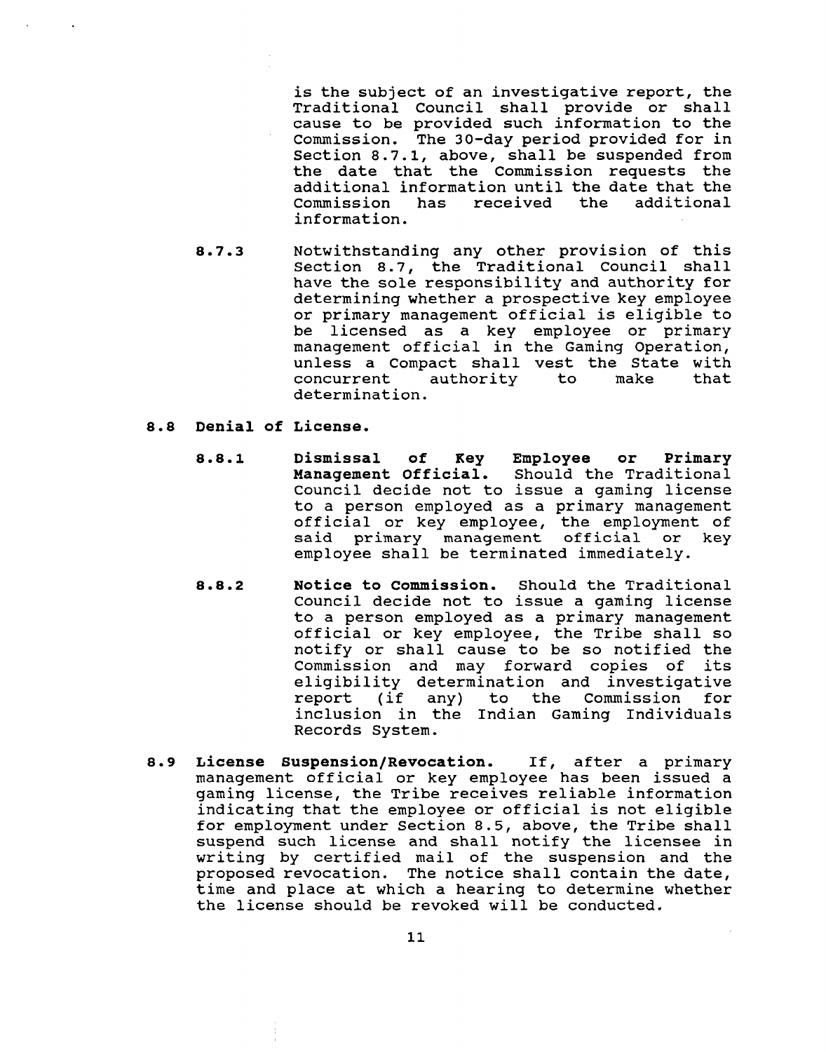is the subject of an investigative report, the Traditional Council shall provide or shall cause to be provided such information to the Commission. The 30-day period provided for in Section 8.7.1, above, shall be suspended from the date that the Commission requests the additional information until the date that the Commission has received the additional information.

**8.7.3** Notwithstanding any other provision of this Section 8.7, the Traditional Council shall have the sole responsibility and authority for determining whether a prospective key employee or primary management official is eligible to be licensed as a key employee or primary management official in the Gaming Operation, unless a Compact shall vest the State with concurrent authority to make that determination.

**8.8 Denial of License.**

**8.8.1 Dismissal of Key Employee or Primary Management Official.** Should the Traditional Council decide not to issue a gaming license to a person employed as a primary management official or key employee, the employment of said primary management official or key employee shall be terminated immediately.

**8.8.2 Notice to Commission.** Should the Traditional Council decide not to issue a gaming license to a person employed as a primary management official or key employee, the Tribe shall so notify or shall cause to be so notified the Commission and may forward copies of its eligibility determination and investigative report (if any) to the Commission for inclusion in the Indian Gaming Individuals Records System.

**8.9 License Suspension/Revocation.** If, after a primary management official or key employee has been issued a gaming license, the Tribe receives reliable information indicating that the employee or official is not eligible for employment under Section 8.5, above, the Tribe shall suspend such license and shall notify the licensee in writing by certified mail of the suspension and the proposed revocation. The notice shall contain the date, time and place at which a hearing to determine whether the license should be revoked will be conducted.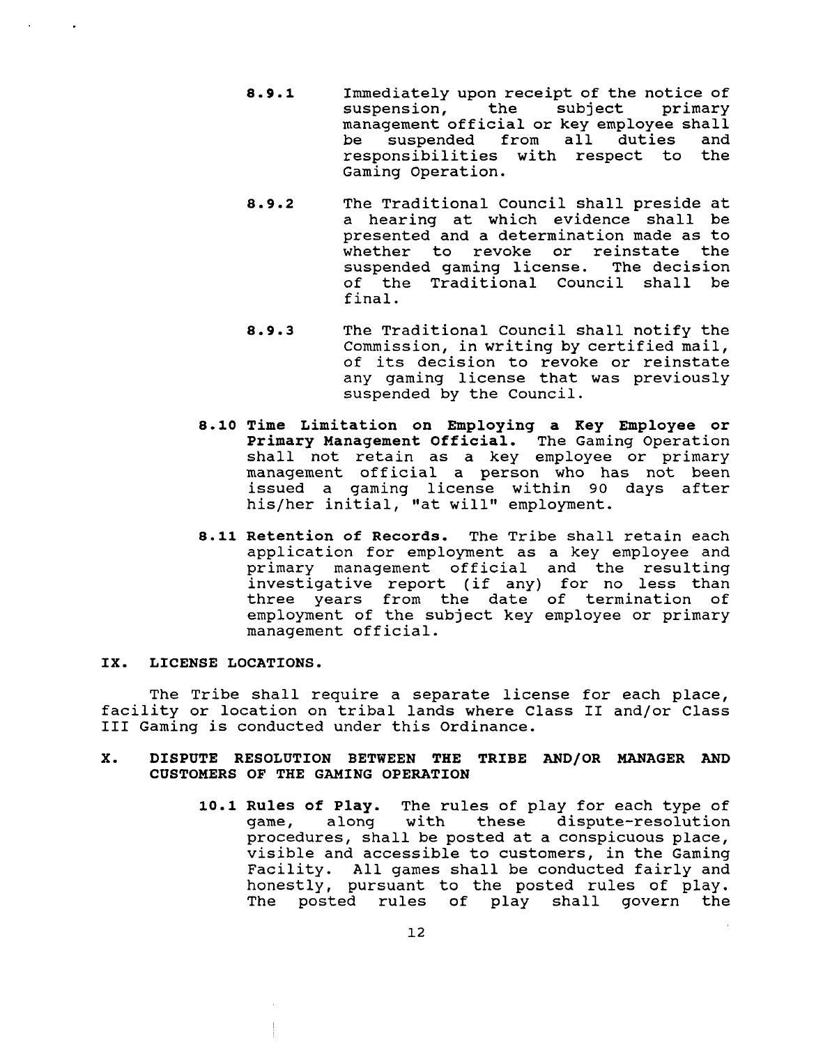**8.9.1** Immediately upon receipt of the notice of suspension, the subject primary management official or key employee shall be suspended from all duties and responsibilities with respect to the Gaming Operation.

**8.9.2** The Traditional Council shall preside at a hearing at which evidence shall be presented and a determination made as to whether to revoke or reinstate the suspended gaming license. The decision of the Traditional Council shall be final.

**8.9.3** The Traditional Council shall notify the Commission, in writing by certified mail, of its decision to revoke or reinstate any gaming license that was previously suspended by the Council.

**8.10 Time Limitation on Employing a Key Employee or Primary Management Official.** The Gaming Operation shall not retain as a key employee or primary management official a person who has not been issued a gaming license within 90 days after his/her initial, "at will" employment.

**8.11 Retention of Records.** The Tribe shall retain each application for employment as a key employee and primary management official and the resulting investigative report (if any) for no less than three years from the date of termination of employment of the subject key employee or primary management official.

## IX. LICENSE LOCATIONS.

The Tribe shall require a separate license for each place, facility or location on tribal lands where Class II and/or Class III Gaming is conducted under this Ordinance.

## X. DISPUTE RESOLUTION BETWEEN THE TRIBE AND/OR MANAGER AND CUSTOMERS OF THE GAMING OPERATION

**10.1 Rules of Play.** The rules of play for each type of game, along with these dispute-resolution procedures, shall be posted at a conspicuous place, visible and accessible to customers, in the Gaming Facility. All games shall be conducted fairly and honestly, pursuant to the posted rules of play. The posted rules of play shall govern the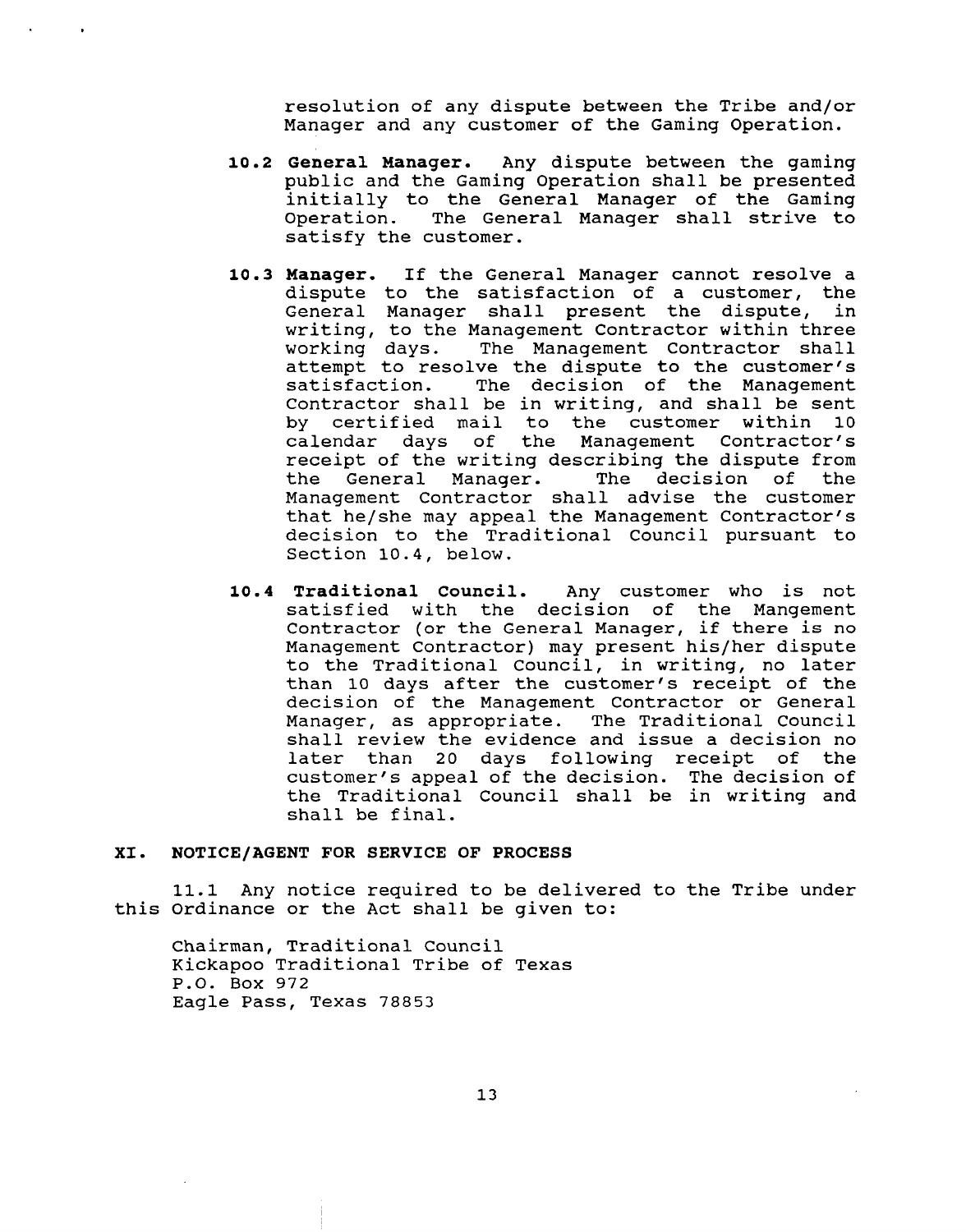resolution of any dispute between the Tribe and/or Manager and any customer of the Gaming Operation.

**10.2 General Manager.** Any dispute between the gaming public and the Gaming Operation shall be presented initially to the General Manager of the Gaming Operation. The General Manager shall strive to satisfy the customer.

**10.3 Manager.** If the General Manager cannot resolve a dispute to the satisfaction of a customer, the General Manager shall present the dispute, in writing, to the Management Contractor within three working days. The Management Contractor shall attempt to resolve the dispute to the customer's satisfaction. The decision of the Management Contractor shall be in writing, and shall be sent by certified mail to the customer within 10 calendar days of the Management Contractor's receipt of the writing describing the dispute from the General Manager. The decision of the Management Contractor shall advise the customer that he/she may appeal the Management Contractor's decision to the Traditional Council pursuant to Section 10.4, below.

**10.4 Traditional Council.** Any customer who is not satisfied with the decision of the Mangement Contractor (or the General Manager, if there is no Management Contractor) may present his/her dispute to the Traditional Council, in writing, no later than 10 days after the customer's receipt of the decision of the Management Contractor or General Manager, as appropriate. The Traditional Council shall review the evidence and issue a decision no later than 20 days following receipt of the customer's appeal of the decision. The decision of the Traditional Council shall be in writing and shall be final.

## XI. NOTICE/AGENT FOR SERVICE OF PROCESS

11.1 Any notice required to be delivered to the Tribe under this Ordinance or the Act shall be given to:

Chairman, Traditional Council
Kickapoo Traditional Tribe of Texas
P.O. Box 972
Eagle Pass, Texas 78853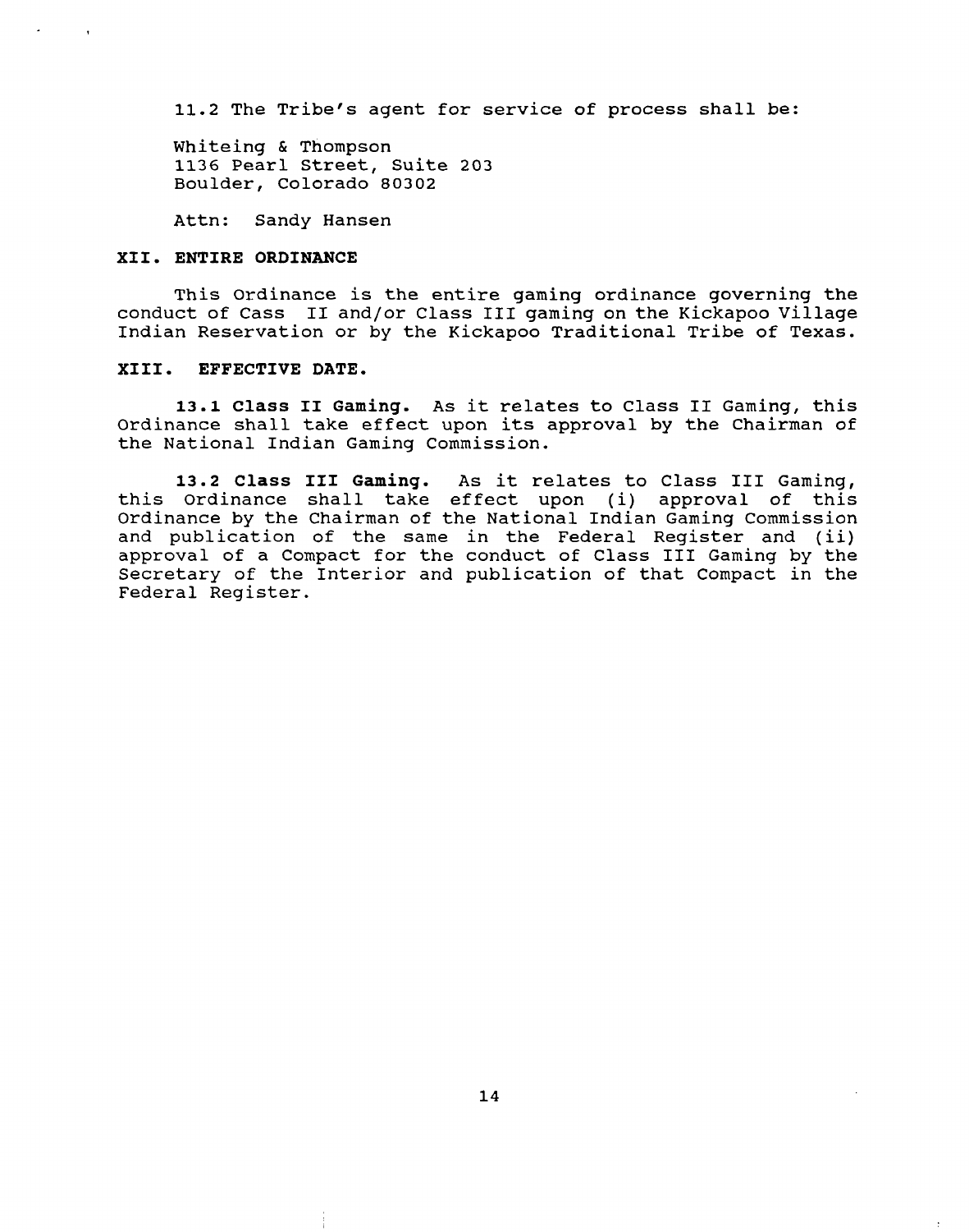11.2 The Tribe's agent for service of process shall be:

Whiteing & Thompson
1136 Pearl Street, Suite 203
Boulder, Colorado 80302

Attn: Sandy Hansen

## XII. ENTIRE ORDINANCE

This Ordinance is the entire gaming ordinance governing the conduct of Cass II and/or Class III gaming on the Kickapoo Village Indian Reservation or by the Kickapoo Traditional Tribe of Texas.

## XIII. EFFECTIVE DATE.

**13.1 Class II Gaming.** As it relates to Class II Gaming, this Ordinance shall take effect upon its approval by the Chairman of the National Indian Gaming Commission.

**13.2 Class III Gaming.** As it relates to Class III Gaming, this Ordinance shall take effect upon (i) approval of this Ordinance by the Chairman of the National Indian Gaming Commission and publication of the same in the Federal Register and (ii) approval of a Compact for the conduct of Class III Gaming by the Secretary of the Interior and publication of that Compact in the Federal Register.